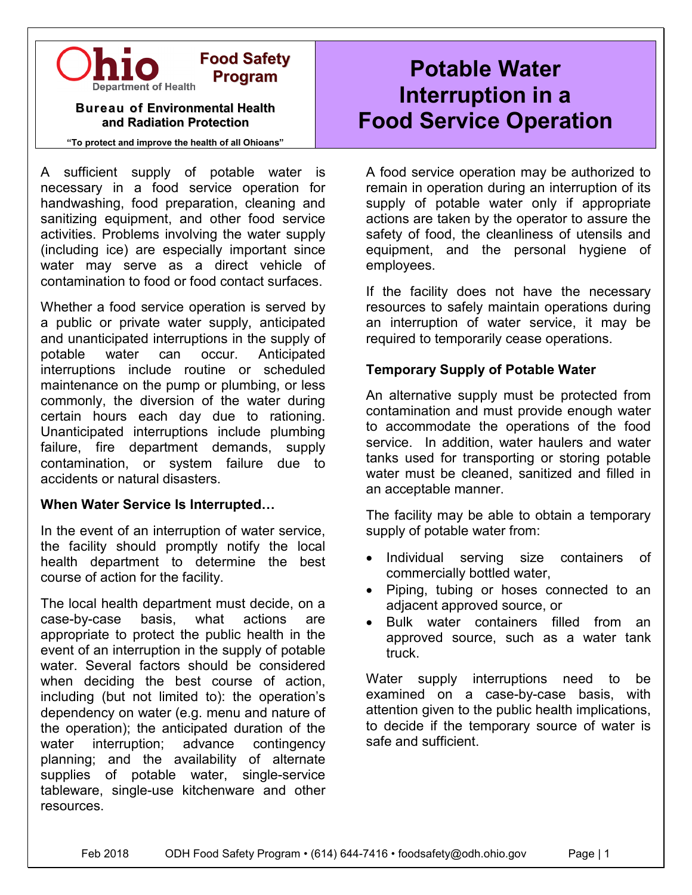Ohio Department of Health — Food Safety Program

**Bureau of Environmental Health and Radiation Protection**

"To protect and improve the health of all Ohioans"

# Potable Water Interruption in a Food Service Operation

A sufficient supply of potable water is necessary in a food service operation for handwashing, food preparation, cleaning and sanitizing equipment, and other food service activities. Problems involving the water supply (including ice) are especially important since water may serve as a direct vehicle of contamination to food or food contact surfaces.

Whether a food service operation is served by a public or private water supply, anticipated and unanticipated interruptions in the supply of potable water can occur. Anticipated interruptions include routine or scheduled maintenance on the pump or plumbing, or less commonly, the diversion of the water during certain hours each day due to rationing. Unanticipated interruptions include plumbing failure, fire department demands, supply contamination, or system failure due to accidents or natural disasters.

**When Water Service Is Interrupted…**

In the event of an interruption of water service, the facility should promptly notify the local health department to determine the best course of action for the facility.

The local health department must decide, on a case-by-case basis, what actions are appropriate to protect the public health in the event of an interruption in the supply of potable water. Several factors should be considered when deciding the best course of action, including (but not limited to): the operation's dependency on water (e.g. menu and nature of the operation); the anticipated duration of the water interruption; advance contingency planning; and the availability of alternate supplies of potable water, single-service tableware, single-use kitchenware and other resources.

A food service operation may be authorized to remain in operation during an interruption of its supply of potable water only if appropriate actions are taken by the operator to assure the safety of food, the cleanliness of utensils and equipment, and the personal hygiene of employees.

If the facility does not have the necessary resources to safely maintain operations during an interruption of water service, it may be required to temporarily cease operations.

**Temporary Supply of Potable Water**

An alternative supply must be protected from contamination and must provide enough water to accommodate the operations of the food service. In addition, water haulers and water tanks used for transporting or storing potable water must be cleaned, sanitized and filled in an acceptable manner.

The facility may be able to obtain a temporary supply of potable water from:

- Individual serving size containers of commercially bottled water,
- Piping, tubing or hoses connected to an adjacent approved source, or
- Bulk water containers filled from an approved source, such as a water tank truck.

Water supply interruptions need to be examined on a case-by-case basis, with attention given to the public health implications, to decide if the temporary source of water is safe and sufficient.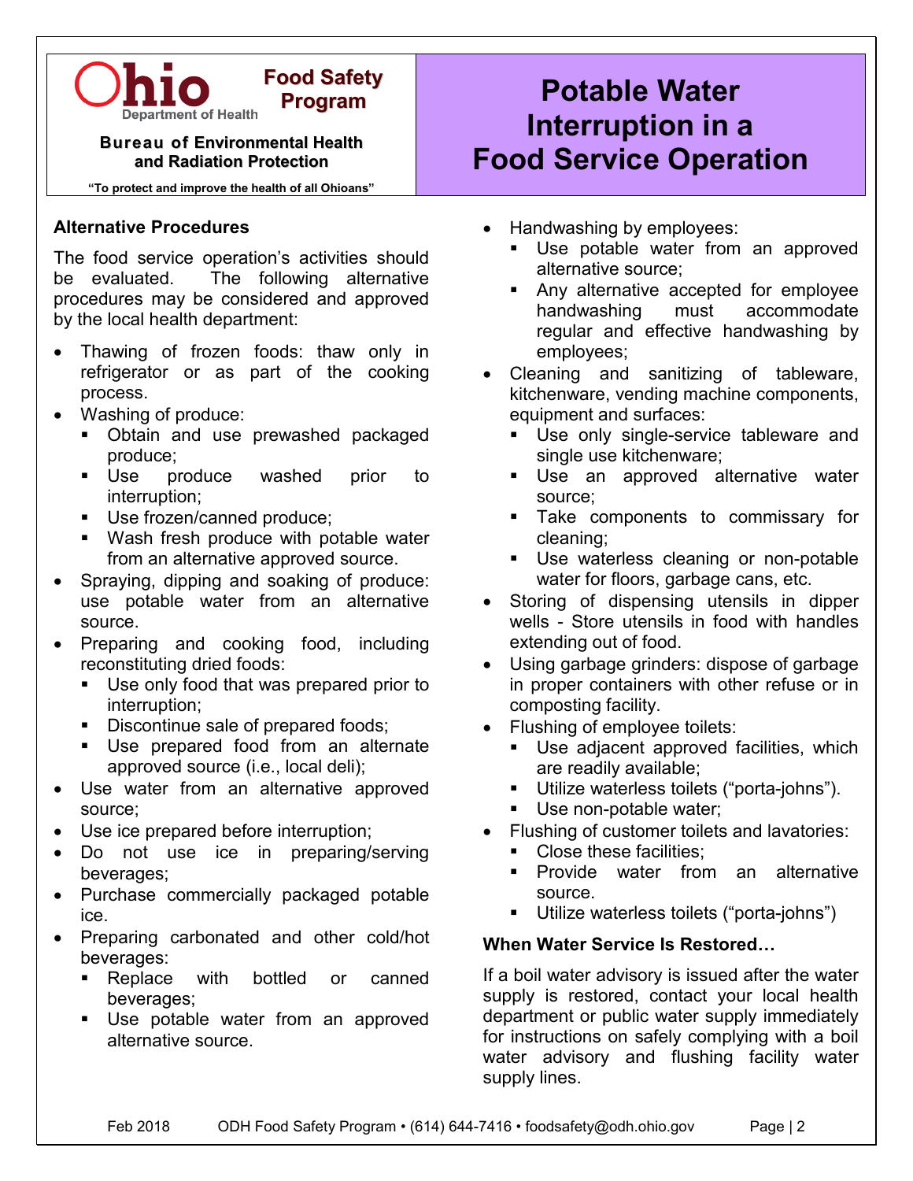Ohio Department of Health — Food Safety Program

**Bureau of Environmental Health and Radiation Protection**

**"To protect and improve the health of all Ohioans"**

# Potable Water Interruption in a Food Service Operation

## Alternative Procedures

The food service operation's activities should be evaluated. The following alternative procedures may be considered and approved by the local health department:

- Thawing of frozen foods: thaw only in refrigerator or as part of the cooking process.
- Washing of produce:
  - Obtain and use prewashed packaged produce;
  - Use produce washed prior to interruption;
  - Use frozen/canned produce;
  - Wash fresh produce with potable water from an alternative approved source.
- Spraying, dipping and soaking of produce: use potable water from an alternative source.
- Preparing and cooking food, including reconstituting dried foods:
  - Use only food that was prepared prior to interruption;
  - Discontinue sale of prepared foods;
  - Use prepared food from an alternate approved source (i.e., local deli);
- Use water from an alternative approved source;
- Use ice prepared before interruption;
- Do not use ice in preparing/serving beverages;
- Purchase commercially packaged potable ice.
- Preparing carbonated and other cold/hot beverages:
  - Replace with bottled or canned beverages;
  - Use potable water from an approved alternative source.
- Handwashing by employees:
  - Use potable water from an approved alternative source;
  - Any alternative accepted for employee handwashing must accommodate regular and effective handwashing by employees;
- Cleaning and sanitizing of tableware, kitchenware, vending machine components, equipment and surfaces:
  - Use only single-service tableware and single use kitchenware;
  - Use an approved alternative water source;
  - Take components to commissary for cleaning;
  - Use waterless cleaning or non-potable water for floors, garbage cans, etc.
- Storing of dispensing utensils in dipper wells - Store utensils in food with handles extending out of food.
- Using garbage grinders: dispose of garbage in proper containers with other refuse or in composting facility.
- Flushing of employee toilets:
  - Use adjacent approved facilities, which are readily available;
  - Utilize waterless toilets ("porta-johns").
  - Use non-potable water;
- Flushing of customer toilets and lavatories:
  - Close these facilities;
  - Provide water from an alternative source.
  - Utilize waterless toilets ("porta-johns")

## When Water Service Is Restored…

If a boil water advisory is issued after the water supply is restored, contact your local health department or public water supply immediately for instructions on safely complying with a boil water advisory and flushing facility water supply lines.

Feb 2018 ODH Food Safety Program • (614) 644-7416 • foodsafety@odh.ohio.gov